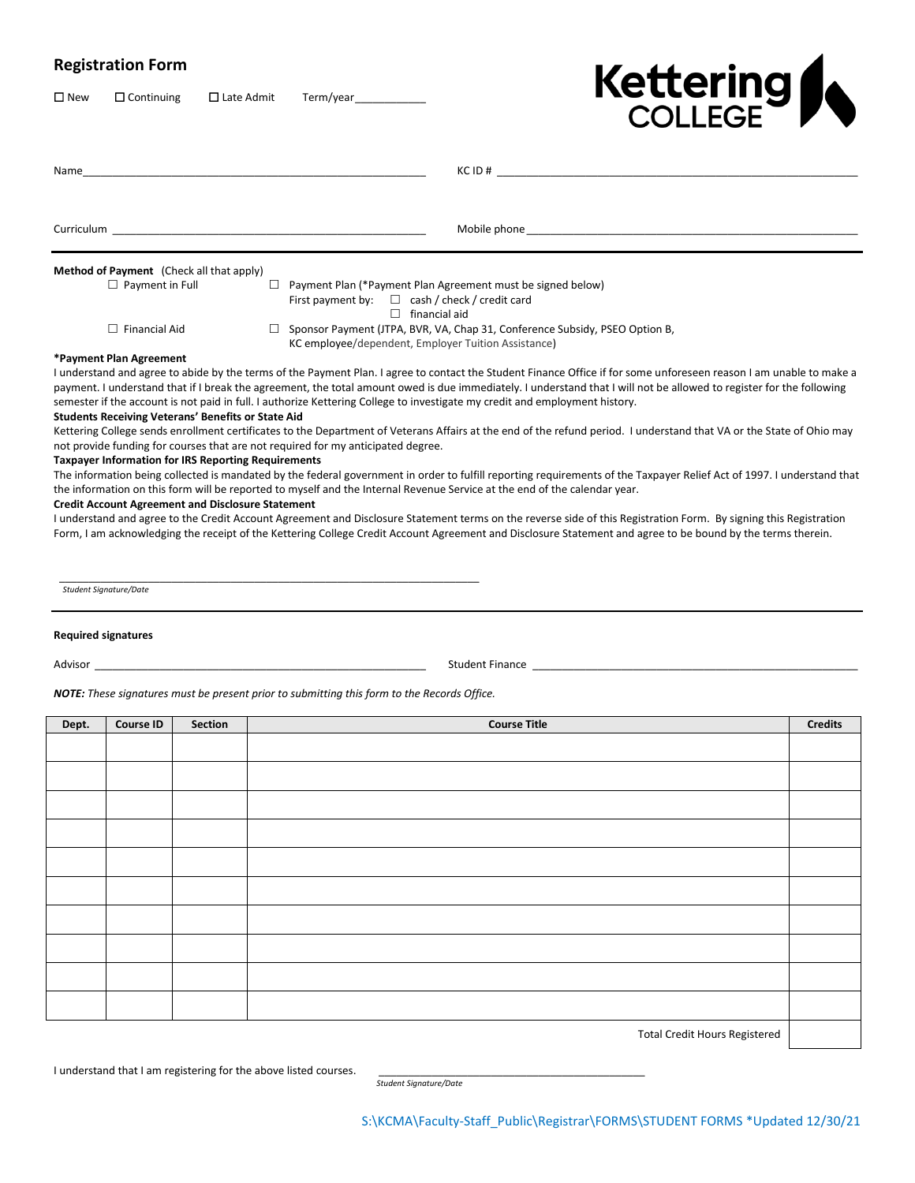# Registration Form

☐ New ☐ Continuing ☐ Late Admit Term/year___________

**Kettering COLLEGE**

Name_______________________________________________ KC ID # _______________________________________________

Curriculum _________________________________________ Mobile phone __________________________________________

**Method of Payment** (Check all that apply)

☐ Payment in Full

☐ Payment Plan (*Payment Plan Agreement must be signed below)
First payment by: ☐ cash / check / credit card
☐ financial aid

☐ Financial Aid

☐ Sponsor Payment (JTPA, BVR, VA, Chap 31, Conference Subsidy, PSEO Option B, KC employee/dependent, Employer Tuition Assistance)

**\*Payment Plan Agreement**

I understand and agree to abide by the terms of the Payment Plan. I agree to contact the Student Finance Office if for some unforeseen reason I am unable to make a payment. I understand that if I break the agreement, the total amount owed is due immediately. I understand that I will not be allowed to register for the following semester if the account is not paid in full. I authorize Kettering College to investigate my credit and employment history.

**Students Receiving Veterans' Benefits or State Aid**

Kettering College sends enrollment certificates to the Department of Veterans Affairs at the end of the refund period. I understand that VA or the State of Ohio may not provide funding for courses that are not required for my anticipated degree.

**Taxpayer Information for IRS Reporting Requirements**

The information being collected is mandated by the federal government in order to fulfill reporting requirements of the Taxpayer Relief Act of 1997. I understand that the information on this form will be reported to myself and the Internal Revenue Service at the end of the calendar year.

**Credit Account Agreement and Disclosure Statement**

I understand and agree to the Credit Account Agreement and Disclosure Statement terms on the reverse side of this Registration Form. By signing this Registration Form, I am acknowledging the receipt of the Kettering College Credit Account Agreement and Disclosure Statement and agree to be bound by the terms therein.

_______________________________________________
*Student Signature/Date*

**Required signatures**

Advisor _____________________________________ Student Finance _____________________________________

***NOTE:*** *These signatures must be present prior to submitting this form to the Records Office.*

| Dept. | Course ID | Section | Course Title | Credits |
|---|---|---|---|---|
| | | | | |
| | | | | |
| | | | | |
| | | | | |
| | | | | |
| | | | | |
| | | | | |
| | | | | |
| | | | | |
| | | | | |
| | | | Total Credit Hours Registered | |

I understand that I am registering for the above listed courses. _______________________________________________
*Student Signature/Date*

S:\KCMA\Faculty-Staff_Public\Registrar\FORMS\STUDENT FORMS *Updated 12/30/21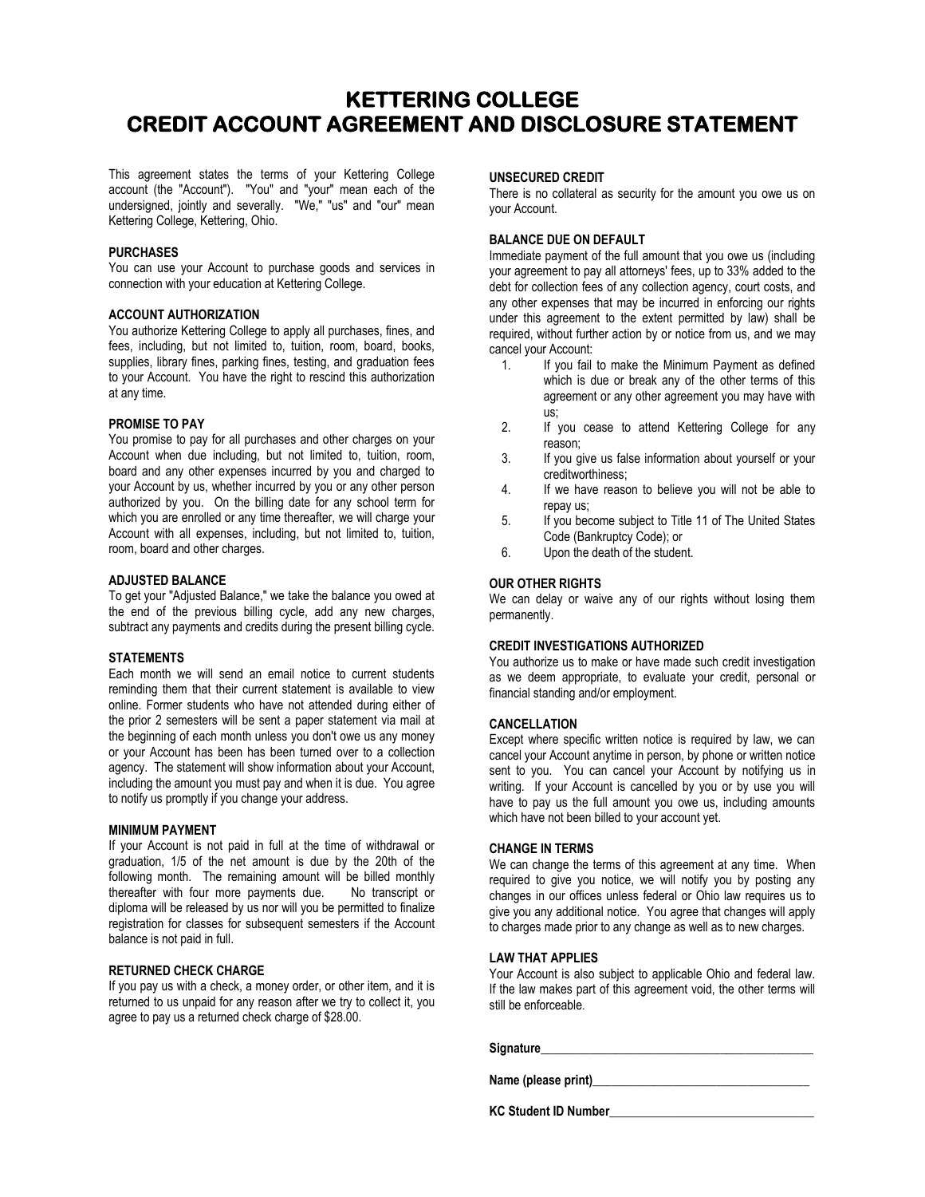# KETTERING COLLEGE
# CREDIT ACCOUNT AGREEMENT AND DISCLOSURE STATEMENT

This agreement states the terms of your Kettering College account (the "Account"). "You" and "your" mean each of the undersigned, jointly and severally. "We," "us" and "our" mean Kettering College, Kettering, Ohio.

**PURCHASES**
You can use your Account to purchase goods and services in connection with your education at Kettering College.

**ACCOUNT AUTHORIZATION**
You authorize Kettering College to apply all purchases, fines, and fees, including, but not limited to, tuition, room, board, books, supplies, library fines, parking fines, testing, and graduation fees to your Account. You have the right to rescind this authorization at any time.

**PROMISE TO PAY**
You promise to pay for all purchases and other charges on your Account when due including, but not limited to, tuition, room, board and any other expenses incurred by you and charged to your Account by us, whether incurred by you or any other person authorized by you. On the billing date for any school term for which you are enrolled or any time thereafter, we will charge your Account with all expenses, including, but not limited to, tuition, room, board and other charges.

**ADJUSTED BALANCE**
To get your "Adjusted Balance," we take the balance you owed at the end of the previous billing cycle, add any new charges, subtract any payments and credits during the present billing cycle.

**STATEMENTS**
Each month we will send an email notice to current students reminding them that their current statement is available to view online. Former students who have not attended during either of the prior 2 semesters will be sent a paper statement via mail at the beginning of each month unless you don't owe us any money or your Account has been has been turned over to a collection agency. The statement will show information about your Account, including the amount you must pay and when it is due. You agree to notify us promptly if you change your address.

**MINIMUM PAYMENT**
If your Account is not paid in full at the time of withdrawal or graduation, 1/5 of the net amount is due by the 20th of the following month. The remaining amount will be billed monthly thereafter with four more payments due. No transcript or diploma will be released by us nor will you be permitted to finalize registration for classes for subsequent semesters if the Account balance is not paid in full.

**RETURNED CHECK CHARGE**
If you pay us with a check, a money order, or other item, and it is returned to us unpaid for any reason after we try to collect it, you agree to pay us a returned check charge of $28.00.

**UNSECURED CREDIT**
There is no collateral as security for the amount you owe us on your Account.

**BALANCE DUE ON DEFAULT**
Immediate payment of the full amount that you owe us (including your agreement to pay all attorneys' fees, up to 33% added to the debt for collection fees of any collection agency, court costs, and any other expenses that may be incurred in enforcing our rights under this agreement to the extent permitted by law) shall be required, without further action by or notice from us, and we may cancel your Account:

1. If you fail to make the Minimum Payment as defined which is due or break any of the other terms of this agreement or any other agreement you may have with us;
2. If you cease to attend Kettering College for any reason;
3. If you give us false information about yourself or your creditworthiness;
4. If we have reason to believe you will not be able to repay us;
5. If you become subject to Title 11 of The United States Code (Bankruptcy Code); or
6. Upon the death of the student.

**OUR OTHER RIGHTS**
We can delay or waive any of our rights without losing them permanently.

**CREDIT INVESTIGATIONS AUTHORIZED**
You authorize us to make or have made such credit investigation as we deem appropriate, to evaluate your credit, personal or financial standing and/or employment.

**CANCELLATION**
Except where specific written notice is required by law, we can cancel your Account anytime in person, by phone or written notice sent to you. You can cancel your Account by notifying us in writing. If your Account is cancelled by you or by use you will have to pay us the full amount you owe us, including amounts which have not been billed to your account yet.

**CHANGE IN TERMS**
We can change the terms of this agreement at any time. When required to give you notice, we will notify you by posting any changes in our offices unless federal or Ohio law requires us to give you any additional notice. You agree that changes will apply to charges made prior to any change as well as to new charges.

**LAW THAT APPLIES**
Your Account is also subject to applicable Ohio and federal law. If the law makes part of this agreement void, the other terms will still be enforceable.

**Signature**_____________________________________________

**Name (please print)**___________________________________

**KC Student ID Number**_________________________________